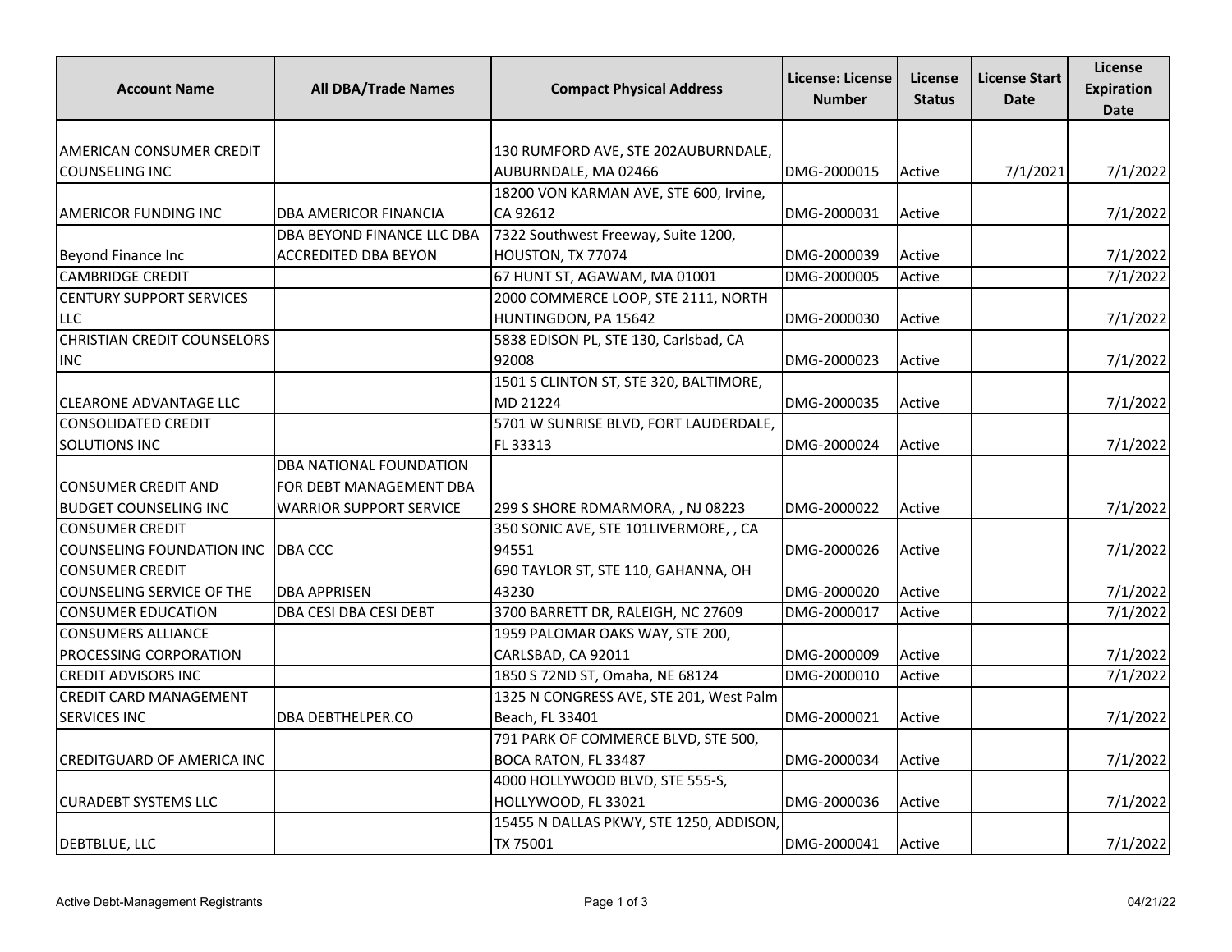| Account Name | All DBA/Trade Names | Compact Physical Address | License: License Number | License Status | License Start Date | License Expiration Date |
|---|---|---|---|---|---|---|
| AMERICAN CONSUMER CREDIT COUNSELING INC | | 130 RUMFORD AVE, STE 202AUBURNDALE, AUBURNDALE, MA 02466 | DMG-2000015 | Active | 7/1/2021 | 7/1/2022 |
| AMERICOR FUNDING INC | DBA AMERICOR FINANCIA | 18200 VON KARMAN AVE, STE 600, Irvine, CA 92612 | DMG-2000031 | Active | | 7/1/2022 |
| Beyond Finance Inc | DBA BEYOND FINANCE LLC DBA ACCREDITED DBA BEYON | 7322 Southwest Freeway, Suite 1200, HOUSTON, TX 77074 | DMG-2000039 | Active | | 7/1/2022 |
| CAMBRIDGE CREDIT | | 67 HUNT ST, AGAWAM, MA 01001 | DMG-2000005 | Active | | 7/1/2022 |
| CENTURY SUPPORT SERVICES LLC | | 2000 COMMERCE LOOP, STE 2111, NORTH HUNTINGDON, PA 15642 | DMG-2000030 | Active | | 7/1/2022 |
| CHRISTIAN CREDIT COUNSELORS INC | | 5838 EDISON PL, STE 130, Carlsbad, CA 92008 | DMG-2000023 | Active | | 7/1/2022 |
| CLEARONE ADVANTAGE LLC | | 1501 S CLINTON ST, STE 320, BALTIMORE, MD 21224 | DMG-2000035 | Active | | 7/1/2022 |
| CONSOLIDATED CREDIT SOLUTIONS INC | | 5701 W SUNRISE BLVD, FORT LAUDERDALE, FL 33313 | DMG-2000024 | Active | | 7/1/2022 |
| CONSUMER CREDIT AND BUDGET COUNSELING INC | DBA NATIONAL FOUNDATION FOR DEBT MANAGEMENT DBA WARRIOR SUPPORT SERVICE | 299 S SHORE RDMARMORA, , NJ 08223 | DMG-2000022 | Active | | 7/1/2022 |
| CONSUMER CREDIT COUNSELING FOUNDATION INC | DBA CCC | 350 SONIC AVE, STE 101LIVERMORE, , CA 94551 | DMG-2000026 | Active | | 7/1/2022 |
| CONSUMER CREDIT COUNSELING SERVICE OF THE | DBA APPRISEN | 690 TAYLOR ST, STE 110, GAHANNA, OH 43230 | DMG-2000020 | Active | | 7/1/2022 |
| CONSUMER EDUCATION | DBA CESI DBA CESI DEBT | 3700 BARRETT DR, RALEIGH, NC 27609 | DMG-2000017 | Active | | 7/1/2022 |
| CONSUMERS ALLIANCE PROCESSING CORPORATION | | 1959 PALOMAR OAKS WAY, STE 200, CARLSBAD, CA 92011 | DMG-2000009 | Active | | 7/1/2022 |
| CREDIT ADVISORS INC | | 1850 S 72ND ST, Omaha, NE 68124 | DMG-2000010 | Active | | 7/1/2022 |
| CREDIT CARD MANAGEMENT SERVICES INC | DBA DEBTHELPER.CO | 1325 N CONGRESS AVE, STE 201, West Palm Beach, FL 33401 | DMG-2000021 | Active | | 7/1/2022 |
| CREDITGUARD OF AMERICA INC | | 791 PARK OF COMMERCE BLVD, STE 500, BOCA RATON, FL 33487 | DMG-2000034 | Active | | 7/1/2022 |
| CURADEBT SYSTEMS LLC | | 4000 HOLLYWOOD BLVD, STE 555-S, HOLLYWOOD, FL 33021 | DMG-2000036 | Active | | 7/1/2022 |
| DEBTBLUE, LLC | | 15455 N DALLAS PKWY, STE 1250, ADDISON, TX 75001 | DMG-2000041 | Active | | 7/1/2022 |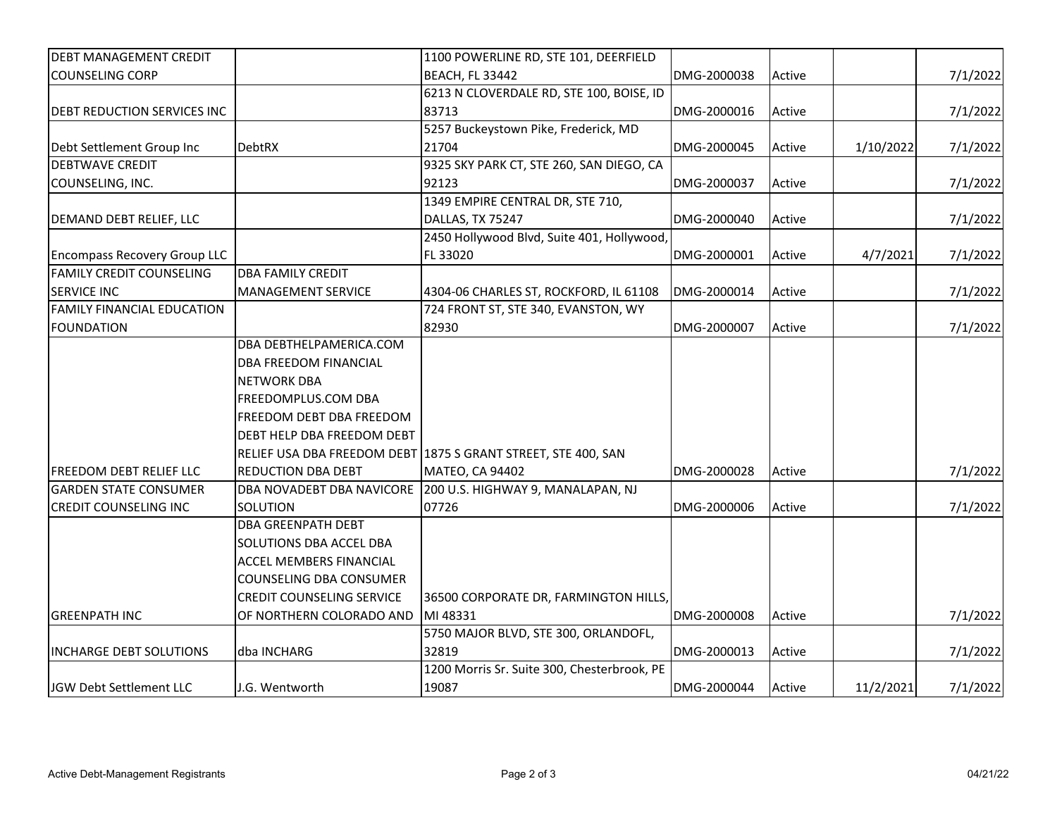| | | | | | | |
|---|---|---|---|---|---|---|
| DEBT MANAGEMENT CREDIT COUNSELING CORP | | 1100 POWERLINE RD, STE 101, DEERFIELD BEACH, FL 33442 | DMG-2000038 | Active | | 7/1/2022 |
| DEBT REDUCTION SERVICES INC | | 6213 N CLOVERDALE RD, STE 100, BOISE, ID 83713 | DMG-2000016 | Active | | 7/1/2022 |
| Debt Settlement Group Inc | DebtRX | 5257 Buckeystown Pike, Frederick, MD 21704 | DMG-2000045 | Active | 1/10/2022 | 7/1/2022 |
| DEBTWAVE CREDIT COUNSELING, INC. | | 9325 SKY PARK CT, STE 260, SAN DIEGO, CA 92123 | DMG-2000037 | Active | | 7/1/2022 |
| DEMAND DEBT RELIEF, LLC | | 1349 EMPIRE CENTRAL DR, STE 710, DALLAS, TX 75247 | DMG-2000040 | Active | | 7/1/2022 |
| Encompass Recovery Group LLC | | 2450 Hollywood Blvd, Suite 401, Hollywood, FL 33020 | DMG-2000001 | Active | 4/7/2021 | 7/1/2022 |
| FAMILY CREDIT COUNSELING SERVICE INC | DBA FAMILY CREDIT MANAGEMENT SERVICE | 4304-06 CHARLES ST, ROCKFORD, IL 61108 | DMG-2000014 | Active | | 7/1/2022 |
| FAMILY FINANCIAL EDUCATION FOUNDATION | | 724 FRONT ST, STE 340, EVANSTON, WY 82930 | DMG-2000007 | Active | | 7/1/2022 |
| FREEDOM DEBT RELIEF LLC | DBA DEBTHELPAMERICA.COM DBA FREEDOM FINANCIAL NETWORK DBA FREEDOMPLUS.COM DBA FREEDOM DEBT DBA FREEDOM DEBT HELP DBA FREEDOM DEBT RELIEF USA DBA FREEDOM DEBT REDUCTION DBA DEBT | 1875 S GRANT STREET, STE 400, SAN MATEO, CA 94402 | DMG-2000028 | Active | | 7/1/2022 |
| GARDEN STATE CONSUMER CREDIT COUNSELING INC | DBA NOVADEBT DBA NAVICORE SOLUTION | 200 U.S. HIGHWAY 9, MANALAPAN, NJ 07726 | DMG-2000006 | Active | | 7/1/2022 |
| GREENPATH INC | DBA GREENPATH DEBT SOLUTIONS DBA ACCEL DBA ACCEL MEMBERS FINANCIAL COUNSELING DBA CONSUMER CREDIT COUNSELING SERVICE OF NORTHERN COLORADO AND | 36500 CORPORATE DR, FARMINGTON HILLS, MI 48331 | DMG-2000008 | Active | | 7/1/2022 |
| INCHARGE DEBT SOLUTIONS | dba INCHARG | 5750 MAJOR BLVD, STE 300, ORLANDOFL, 32819 | DMG-2000013 | Active | | 7/1/2022 |
| JGW Debt Settlement LLC | J.G. Wentworth | 1200 Morris Sr. Suite 300, Chesterbrook, PE 19087 | DMG-2000044 | Active | 11/2/2021 | 7/1/2022 |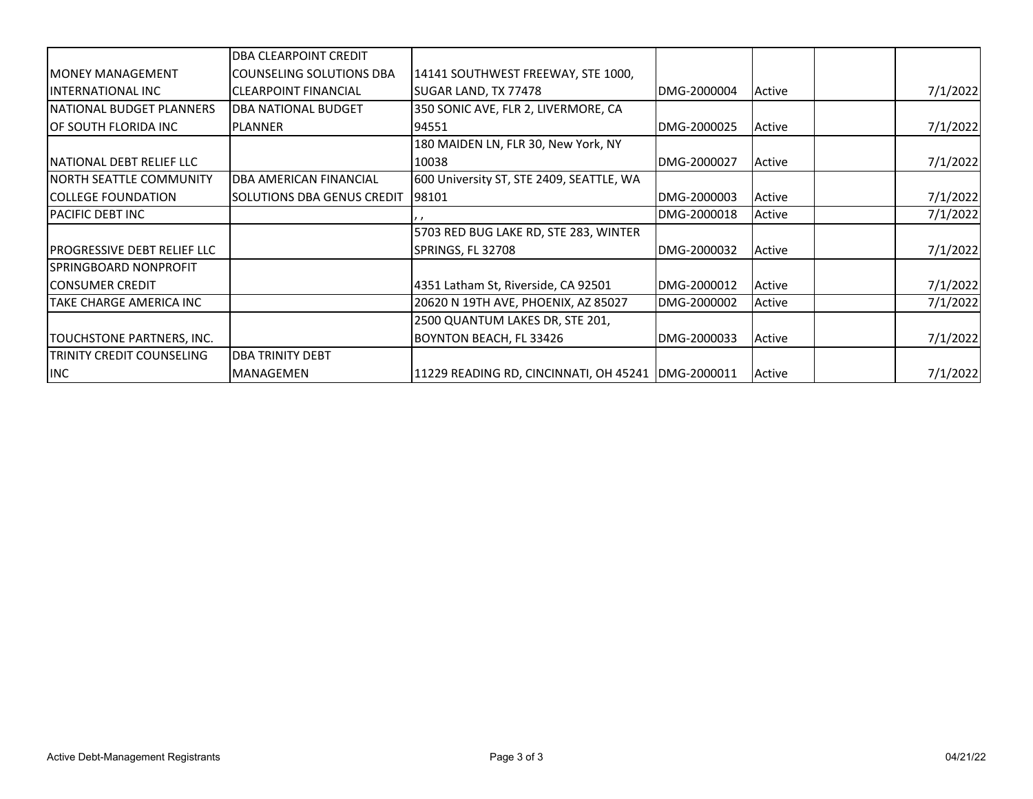| | | | | | | |
|---|---|---|---|---|---|---|
| MONEY MANAGEMENT INTERNATIONAL INC | DBA CLEARPOINT CREDIT COUNSELING SOLUTIONS DBA CLEARPOINT FINANCIAL | 14141 SOUTHWEST FREEWAY, STE 1000, SUGAR LAND, TX 77478 | DMG-2000004 | Active | | 7/1/2022 |
| NATIONAL BUDGET PLANNERS OF SOUTH FLORIDA INC | DBA NATIONAL BUDGET PLANNER | 350 SONIC AVE, FLR 2, LIVERMORE, CA 94551 | DMG-2000025 | Active | | 7/1/2022 |
| NATIONAL DEBT RELIEF LLC | | 180 MAIDEN LN, FLR 30, New York, NY 10038 | DMG-2000027 | Active | | 7/1/2022 |
| NORTH SEATTLE COMMUNITY COLLEGE FOUNDATION | DBA AMERICAN FINANCIAL SOLUTIONS DBA GENUS CREDIT | 600 University ST, STE 2409, SEATTLE, WA 98101 | DMG-2000003 | Active | | 7/1/2022 |
| PACIFIC DEBT INC | | , , | DMG-2000018 | Active | | 7/1/2022 |
| PROGRESSIVE DEBT RELIEF LLC | | 5703 RED BUG LAKE RD, STE 283, WINTER SPRINGS, FL 32708 | DMG-2000032 | Active | | 7/1/2022 |
| SPRINGBOARD NONPROFIT CONSUMER CREDIT | | 4351 Latham St, Riverside, CA 92501 | DMG-2000012 | Active | | 7/1/2022 |
| TAKE CHARGE AMERICA INC | | 20620 N 19TH AVE, PHOENIX, AZ 85027 | DMG-2000002 | Active | | 7/1/2022 |
| TOUCHSTONE PARTNERS, INC. | | 2500 QUANTUM LAKES DR, STE 201, BOYNTON BEACH, FL 33426 | DMG-2000033 | Active | | 7/1/2022 |
| TRINITY CREDIT COUNSELING INC | DBA TRINITY DEBT MANAGEMEN | 11229 READING RD, CINCINNATI, OH 45241 | DMG-2000011 | Active | | 7/1/2022 |